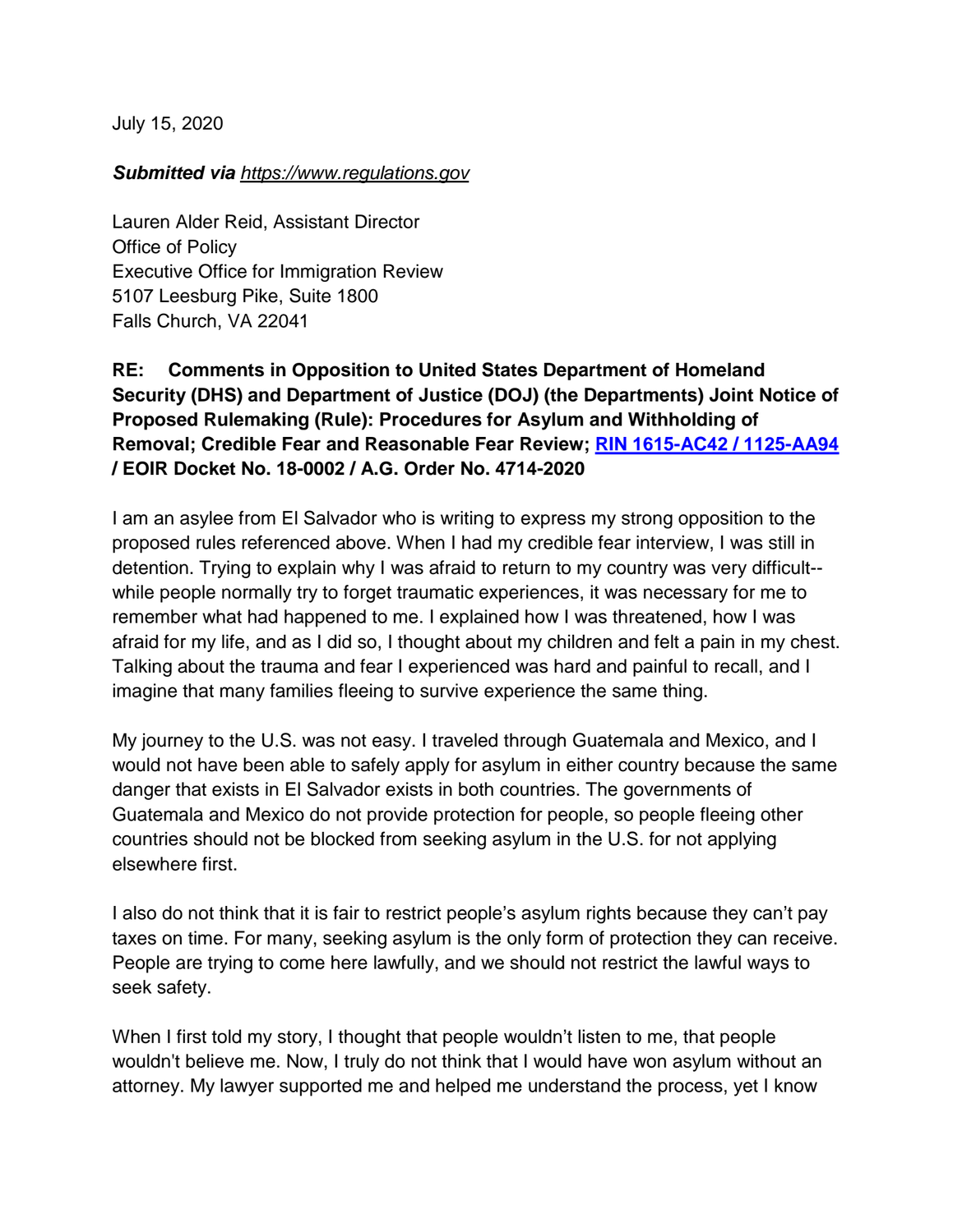July 15, 2020

***Submitted via** [https://www.regulations.gov](https://www.regulations.gov)*

Lauren Alder Reid, Assistant Director
Office of Policy
Executive Office for Immigration Review
5107 Leesburg Pike, Suite 1800
Falls Church, VA 22041

**RE: Comments in Opposition to United States Department of Homeland Security (DHS) and Department of Justice (DOJ) (the Departments) Joint Notice of Proposed Rulemaking (Rule): Procedures for Asylum and Withholding of Removal; Credible Fear and Reasonable Fear Review; [RIN 1615-AC42 / 1125-AA94](#) / EOIR Docket No. 18-0002 / A.G. Order No. 4714-2020**

I am an asylee from El Salvador who is writing to express my strong opposition to the proposed rules referenced above. When I had my credible fear interview, I was still in detention. Trying to explain why I was afraid to return to my country was very difficult--while people normally try to forget traumatic experiences, it was necessary for me to remember what had happened to me. I explained how I was threatened, how I was afraid for my life, and as I did so, I thought about my children and felt a pain in my chest. Talking about the trauma and fear I experienced was hard and painful to recall, and I imagine that many families fleeing to survive experience the same thing.

My journey to the U.S. was not easy. I traveled through Guatemala and Mexico, and I would not have been able to safely apply for asylum in either country because the same danger that exists in El Salvador exists in both countries. The governments of Guatemala and Mexico do not provide protection for people, so people fleeing other countries should not be blocked from seeking asylum in the U.S. for not applying elsewhere first.

I also do not think that it is fair to restrict people's asylum rights because they can't pay taxes on time. For many, seeking asylum is the only form of protection they can receive. People are trying to come here lawfully, and we should not restrict the lawful ways to seek safety.

When I first told my story, I thought that people wouldn't listen to me, that people wouldn't believe me. Now, I truly do not think that I would have won asylum without an attorney. My lawyer supported me and helped me understand the process, yet I know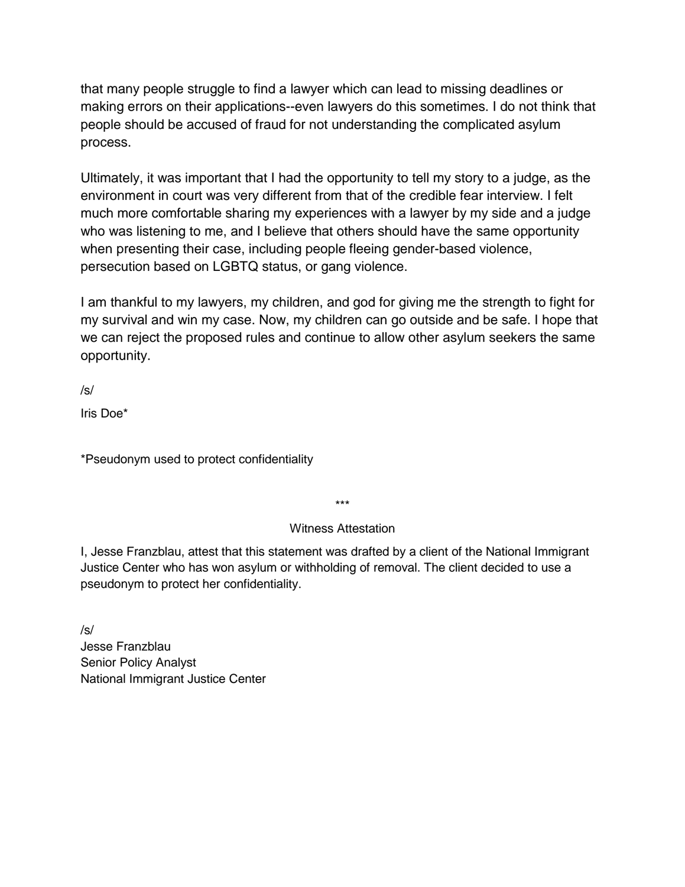that many people struggle to find a lawyer which can lead to missing deadlines or making errors on their applications--even lawyers do this sometimes. I do not think that people should be accused of fraud for not understanding the complicated asylum process.

Ultimately, it was important that I had the opportunity to tell my story to a judge, as the environment in court was very different from that of the credible fear interview. I felt much more comfortable sharing my experiences with a lawyer by my side and a judge who was listening to me, and I believe that others should have the same opportunity when presenting their case, including people fleeing gender-based violence, persecution based on LGBTQ status, or gang violence.

I am thankful to my lawyers, my children, and god for giving me the strength to fight for my survival and win my case. Now, my children can go outside and be safe. I hope that we can reject the proposed rules and continue to allow other asylum seekers the same opportunity.

/s/

Iris Doe*

*Pseudonym used to protect confidentiality

***

Witness Attestation

I, Jesse Franzblau, attest that this statement was drafted by a client of the National Immigrant Justice Center who has won asylum or withholding of removal. The client decided to use a pseudonym to protect her confidentiality.

/s/
Jesse Franzblau
Senior Policy Analyst
National Immigrant Justice Center